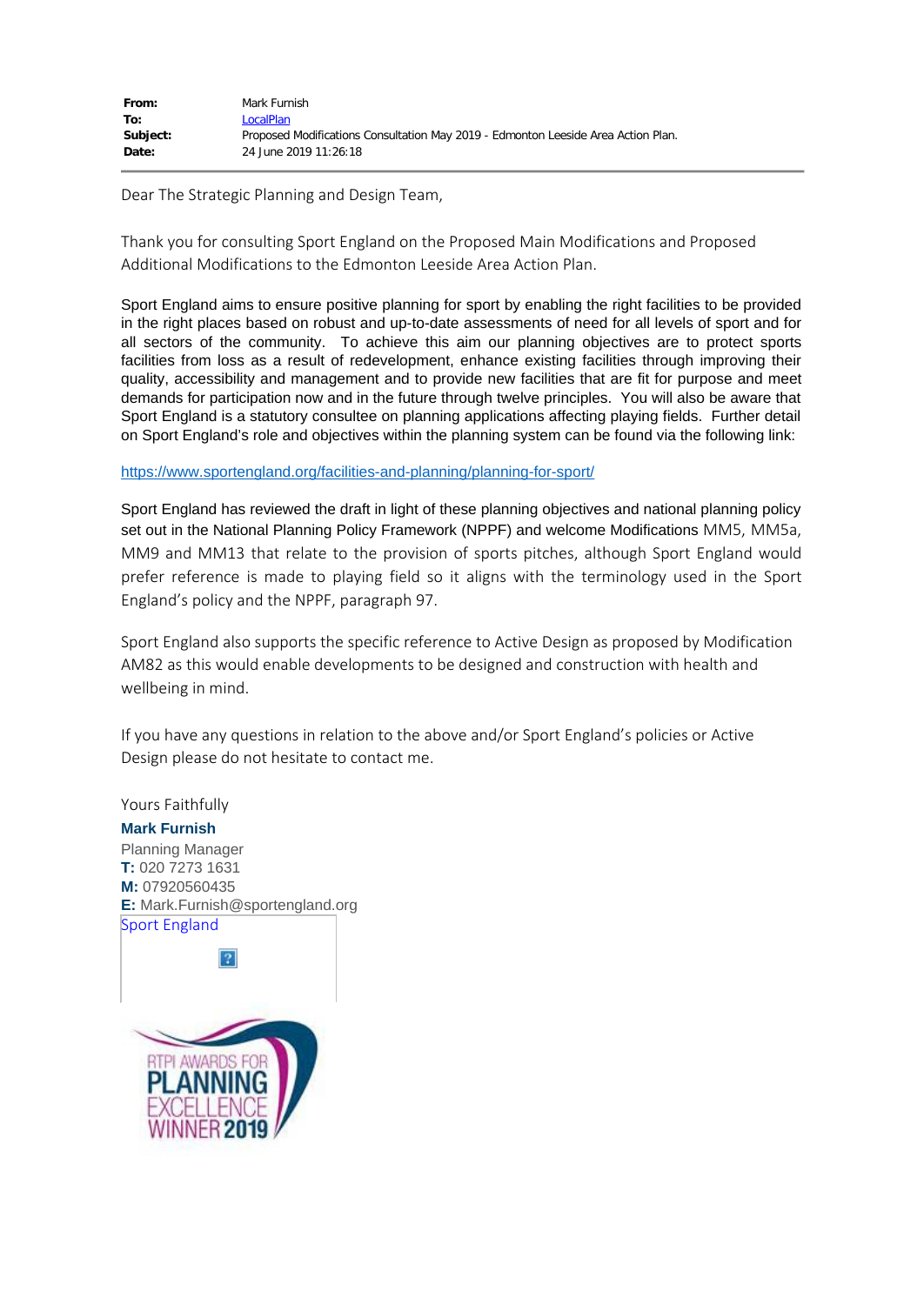| | |
|---|---|
| **From:** | Mark Furnish |
| **To:** | LocalPlan |
| **Subject:** | Proposed Modifications Consultation May 2019 - Edmonton Leeside Area Action Plan. |
| **Date:** | 24 June 2019 11:26:18 |

Dear The Strategic Planning and Design Team,

Thank you for consulting Sport England on the Proposed Main Modifications and Proposed Additional Modifications to the Edmonton Leeside Area Action Plan.

Sport England aims to ensure positive planning for sport by enabling the right facilities to be provided in the right places based on robust and up-to-date assessments of need for all levels of sport and for all sectors of the community. To achieve this aim our planning objectives are to protect sports facilities from loss as a result of redevelopment, enhance existing facilities through improving their quality, accessibility and management and to provide new facilities that are fit for purpose and meet demands for participation now and in the future through twelve principles. You will also be aware that Sport England is a statutory consultee on planning applications affecting playing fields. Further detail on Sport England's role and objectives within the planning system can be found via the following link:

https://www.sportengland.org/facilities-and-planning/planning-for-sport/

Sport England has reviewed the draft in light of these planning objectives and national planning policy set out in the National Planning Policy Framework (NPPF) and welcome Modifications MM5, MM5a, MM9 and MM13 that relate to the provision of sports pitches, although Sport England would prefer reference is made to playing field so it aligns with the terminology used in the Sport England's policy and the NPPF, paragraph 97.

Sport England also supports the specific reference to Active Design as proposed by Modification AM82 as this would enable developments to be designed and construction with health and wellbeing in mind.

If you have any questions in relation to the above and/or Sport England's policies or Active Design please do not hesitate to contact me.

Yours Faithfully

**Mark Furnish**
Planning Manager
**T:** 020 7273 1631
**M:** 07920560435
**E:** Mark.Furnish@sportengland.org
Sport England

RTPI AWARDS FOR PLANNING EXCELLENCE WINNER 2019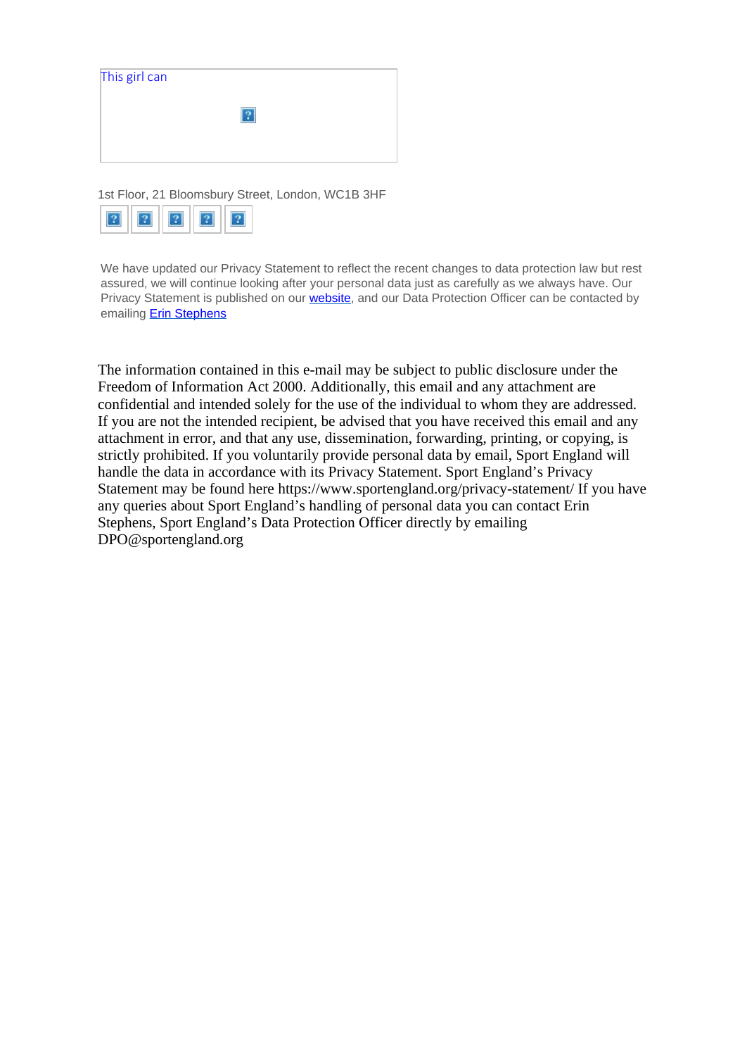This girl can

1st Floor, 21 Bloomsbury Street, London, WC1B 3HF

We have updated our Privacy Statement to reflect the recent changes to data protection law but rest assured, we will continue looking after your personal data just as carefully as we always have. Our Privacy Statement is published on our website, and our Data Protection Officer can be contacted by emailing Erin Stephens

The information contained in this e-mail may be subject to public disclosure under the Freedom of Information Act 2000. Additionally, this email and any attachment are confidential and intended solely for the use of the individual to whom they are addressed. If you are not the intended recipient, be advised that you have received this email and any attachment in error, and that any use, dissemination, forwarding, printing, or copying, is strictly prohibited. If you voluntarily provide personal data by email, Sport England will handle the data in accordance with its Privacy Statement. Sport England's Privacy Statement may be found here https://www.sportengland.org/privacy-statement/ If you have any queries about Sport England's handling of personal data you can contact Erin Stephens, Sport England's Data Protection Officer directly by emailing DPO@sportengland.org